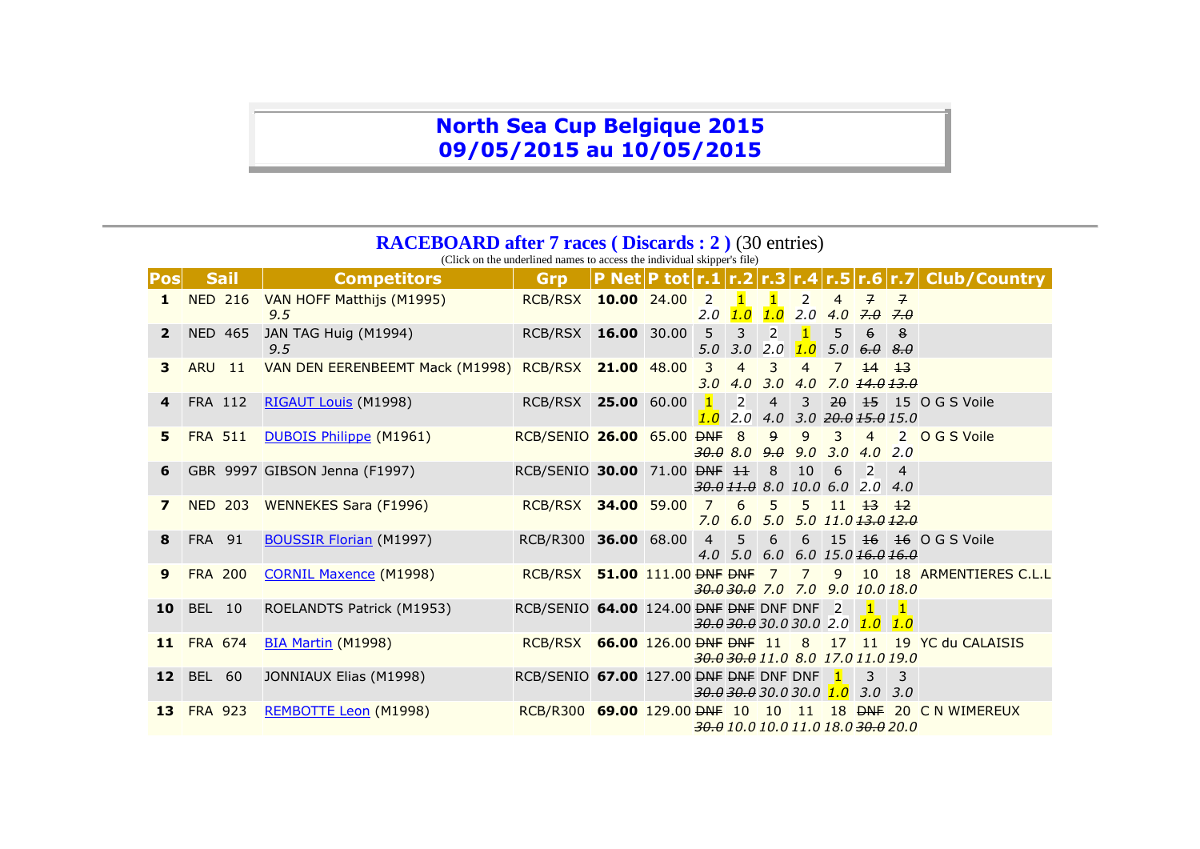# North Sea Cup Belgique 2015
# 09/05/2015 au 10/05/2015

## RACEBOARD after 7 races ( Discards : 2 ) (30 entries)

(Click on the underlined names to access the individual skipper's file)

| Pos | Sail | Competitors | Grp | P Net | P tot | r.1 | r.2 | r.3 | r.4 | r.5 | r.6 | r.7 | Club/Country |
|---|---|---|---|---|---|---|---|---|---|---|---|---|---|
| 1 | NED 216 | VAN HOFF Matthijs (M1995) 9.5 | RCB/RSX | **10.00** | 24.00 | 2 2.0 | 1 1.0 | 1 1.0 | 2 2.0 | 4 4.0 | ~~7 7.0~~ | ~~7 7.0~~ | |
| 2 | NED 465 | JAN TAG Huig (M1994) 9.5 | RCB/RSX | **16.00** | 30.00 | 5 5.0 | 3 3.0 | 2 2.0 | 1 1.0 | 5 5.0 | ~~6 6.0~~ | ~~8 8.0~~ | |
| 3 | ARU 11 | VAN DEN EERENBEEMT Mack (M1998) | RCB/RSX | **21.00** | 48.00 | 3 3.0 | 4 4.0 | 3 3.0 | 4 4.0 | 7 7.0 | ~~14 14.0~~ | ~~13 13.0~~ | |
| 4 | FRA 112 | RIGAUT Louis (M1998) | RCB/RSX | **25.00** | 60.00 | 1 1.0 | 2 2.0 | 4 4.0 | 3 3.0 | ~~20 20.0~~ | ~~15 15.0~~ | 15 15.0 | O G S Voile |
| 5 | FRA 511 | DUBOIS Philippe (M1961) | RCB/SENIO | **26.00** | 65.00 | ~~DNF 30.0~~ | 8 8.0 | ~~9 9.0~~ | 9 9.0 | 3 3.0 | 4 4.0 | 2 2.0 | O G S Voile |
| 6 | GBR 9997 | GIBSON Jenna (F1997) | RCB/SENIO | **30.00** | 71.00 | ~~DNF 30.0~~ | ~~11 11.0~~ | 8 8.0 | 10 10.0 | 6 6.0 | 2 2.0 | 4 4.0 | |
| 7 | NED 203 | WENNEKES Sara (F1996) | RCB/RSX | **34.00** | 59.00 | 7 7.0 | 6 6.0 | 5 5.0 | 5 5.0 | 11 11.0 | ~~13 13.0~~ | ~~12 12.0~~ | |
| 8 | FRA 91 | BOUSSIR Florian (M1997) | RCB/R300 | **36.00** | 68.00 | 4 4.0 | 5 5.0 | 6 6.0 | 6 6.0 | 15 15.0 | ~~16 16.0~~ | ~~16 16.0~~ | O G S Voile |
| 9 | FRA 200 | CORNIL Maxence (M1998) | RCB/RSX | **51.00** | 111.00 | ~~DNF 30.0~~ | ~~DNF 30.0~~ | 7 7.0 | 7 7.0 | 9 9.0 | 10 10.0 | 18 18.0 | ARMENTIERES C.L.L |
| 10 | BEL 10 | ROELANDTS Patrick (M1953) | RCB/SENIO | **64.00** | 124.00 | ~~DNF 30.0~~ | ~~DNF 30.0~~ | DNF 30.0 | DNF 30.0 | 2 2.0 | 1 1.0 | 1 1.0 | |
| 11 | FRA 674 | BIA Martin (M1998) | RCB/RSX | **66.00** | 126.00 | ~~DNF 30.0~~ | ~~DNF 30.0~~ | 11 11.0 | 8 8.0 | 17 17.0 | 11 11.0 | 19 19.0 | YC du CALAISIS |
| 12 | BEL 60 | JONNIAUX Elias (M1998) | RCB/SENIO | **67.00** | 127.00 | ~~DNF 30.0~~ | ~~DNF 30.0~~ | DNF 30.0 | DNF 30.0 | 1 1.0 | 3 3.0 | 3 3.0 | |
| 13 | FRA 923 | REMBOTTE Leon (M1998) | RCB/R300 | **69.00** | 129.00 | ~~DNF 30.0~~ | 10 10.0 | 10 10.0 | 11 11.0 | 18 18.0 | ~~DNF 30.0~~ | 20 20.0 | C N WIMEREUX |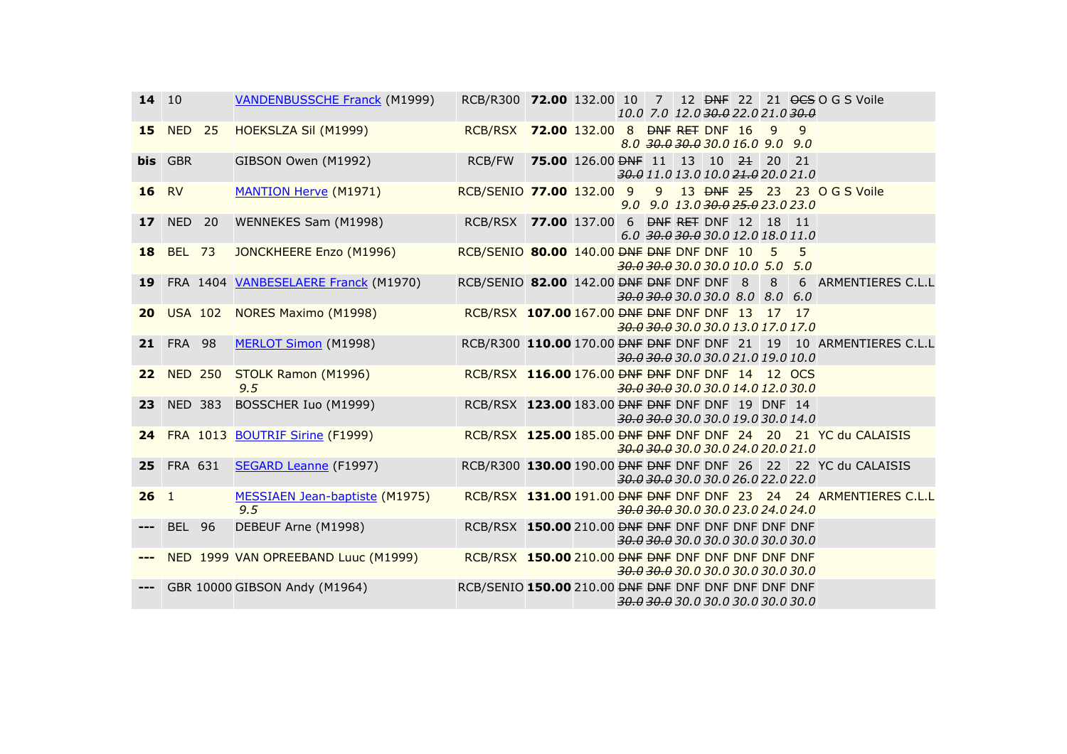| | | | | | | | | | | | | | |
|---|---|---|---|---|---|---|---|---|---|---|---|---|---|
| **14** | 10 | VANDENBUSSCHE Franck (M1999) | RCB/R300 | **72.00** | 132.00 | 10 *10.0* | 7 *7.0* | 12 *12.0* | ~~DNF~~ ~~*30.0*~~ | 22 *22.0* | 21 *21.0* | ~~OCS~~ ~~*30.0*~~ | O G S Voile |
| **15** | NED 25 | HOEKSLZA Sil (M1999) | RCB/RSX | **72.00** | 132.00 | 8 *8.0* | ~~DNF~~ ~~*30.0*~~ | ~~RET~~ ~~*30.0*~~ | DNF *30.0* | 16 *16.0* | 9 *9.0* | 9 *9.0* | |
| **bis** | GBR | GIBSON Owen (M1992) | RCB/FW | **75.00** | 126.00 | ~~DNF~~ ~~*30.0*~~ | 11 *11.0* | 13 *13.0* | 10 *10.0* | ~~21~~ ~~*21.0*~~ | 20 *20.0* | 21 *21.0* | |
| **16** | RV | MANTION Herve (M1971) | RCB/SENIO | **77.00** | 132.00 | 9 *9.0* | 9 *9.0* | 13 *13.0* | ~~DNF~~ ~~*30.0*~~ | ~~25~~ ~~*25.0*~~ | 23 *23.0* | 23 *23.0* | O G S Voile |
| **17** | NED 20 | WENNEKES Sam (M1998) | RCB/RSX | **77.00** | 137.00 | 6 *6.0* | ~~DNF~~ ~~*30.0*~~ | ~~RET~~ ~~*30.0*~~ | DNF *30.0* | 12 *12.0* | 18 *18.0* | 11 *11.0* | |
| **18** | BEL 73 | JONCKHEERE Enzo (M1996) | RCB/SENIO | **80.00** | 140.00 | ~~DNF~~ ~~*30.0*~~ | ~~DNF~~ ~~*30.0*~~ | DNF *30.0* | DNF *30.0* | 10 *10.0* | 5 *5.0* | 5 *5.0* | |
| **19** | FRA 1404 | VANBESELAERE Franck (M1970) | RCB/SENIO | **82.00** | 142.00 | ~~DNF~~ ~~*30.0*~~ | ~~DNF~~ ~~*30.0*~~ | DNF *30.0* | DNF *30.0* | 8 *8.0* | 8 *8.0* | 6 *6.0* | ARMENTIERES C.L.L |
| **20** | USA 102 | NORES Maximo (M1998) | RCB/RSX | **107.00** | 167.00 | ~~DNF~~ ~~*30.0*~~ | ~~DNF~~ ~~*30.0*~~ | DNF *30.0* | DNF *30.0* | 13 *13.0* | 17 *17.0* | 17 *17.0* | |
| **21** | FRA 98 | MERLOT Simon (M1998) | RCB/R300 | **110.00** | 170.00 | ~~DNF~~ ~~*30.0*~~ | ~~DNF~~ ~~*30.0*~~ | DNF *30.0* | DNF *30.0* | 21 *21.0* | 19 *19.0* | 10 *10.0* | ARMENTIERES C.L.L |
| **22** | NED 250 | STOLK Ramon (M1996) *9.5* | RCB/RSX | **116.00** | 176.00 | ~~DNF~~ ~~*30.0*~~ | ~~DNF~~ ~~*30.0*~~ | DNF *30.0* | DNF *30.0* | 14 *14.0* | 12 *12.0* | OCS *30.0* | |
| **23** | NED 383 | BOSSCHER Iuo (M1999) | RCB/RSX | **123.00** | 183.00 | ~~DNF~~ ~~*30.0*~~ | ~~DNF~~ ~~*30.0*~~ | DNF *30.0* | DNF *30.0* | 19 *19.0* | DNF *30.0* | 14 *14.0* | |
| **24** | FRA 1013 | BOUTRIF Sirine (F1999) | RCB/RSX | **125.00** | 185.00 | ~~DNF~~ ~~*30.0*~~ | ~~DNF~~ ~~*30.0*~~ | DNF *30.0* | DNF *30.0* | 24 *24.0* | 20 *20.0* | 21 *21.0* | YC du CALAISIS |
| **25** | FRA 631 | SEGARD Leanne (F1997) | RCB/R300 | **130.00** | 190.00 | ~~DNF~~ ~~*30.0*~~ | ~~DNF~~ ~~*30.0*~~ | DNF *30.0* | DNF *30.0* | 26 *26.0* | 22 *22.0* | 22 *22.0* | YC du CALAISIS |
| **26** | 1 | MESSIAEN Jean-baptiste (M1975) *9.5* | RCB/RSX | **131.00** | 191.00 | ~~DNF~~ ~~*30.0*~~ | ~~DNF~~ ~~*30.0*~~ | DNF *30.0* | DNF *30.0* | 23 *23.0* | 24 *24.0* | 24 *24.0* | ARMENTIERES C.L.L |
| **---** | BEL 96 | DEBEUF Arne (M1998) | RCB/RSX | **150.00** | 210.00 | ~~DNF~~ ~~*30.0*~~ | ~~DNF~~ ~~*30.0*~~ | DNF *30.0* | DNF *30.0* | DNF *30.0* | DNF *30.0* | DNF *30.0* | |
| **---** | NED 1999 | VAN OPREEBAND Luuc (M1999) | RCB/RSX | **150.00** | 210.00 | ~~DNF~~ ~~*30.0*~~ | ~~DNF~~ ~~*30.0*~~ | DNF *30.0* | DNF *30.0* | DNF *30.0* | DNF *30.0* | DNF *30.0* | |
| **---** | GBR 10000 | GIBSON Andy (M1964) | RCB/SENIO | **150.00** | 210.00 | ~~DNF~~ ~~*30.0*~~ | ~~DNF~~ ~~*30.0*~~ | DNF *30.0* | DNF *30.0* | DNF *30.0* | DNF *30.0* | DNF *30.0* | |